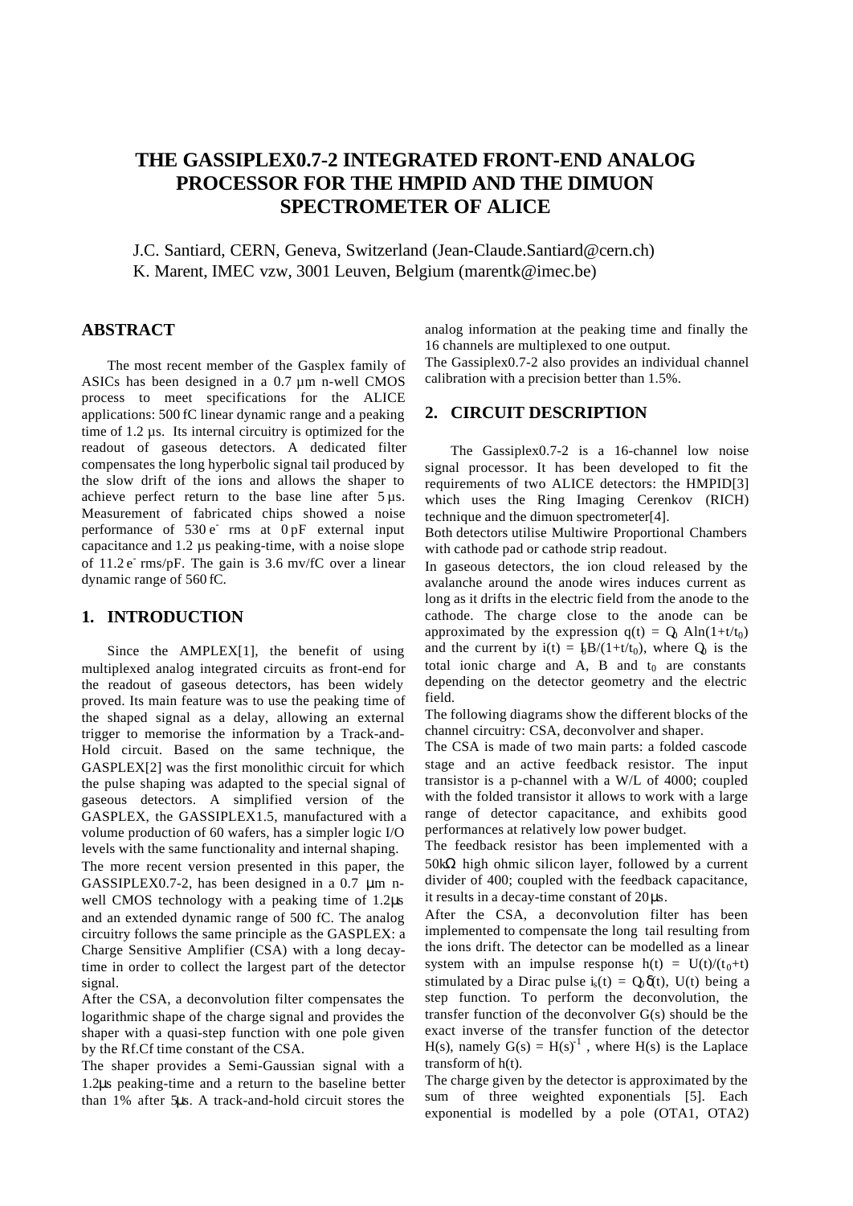# THE GASSIPLEX0.7-2 INTEGRATED FRONT-END ANALOG PROCESSOR FOR THE HMPID AND THE DIMUON SPECTROMETER OF ALICE

J.C. Santiard, CERN, Geneva, Switzerland (Jean-Claude.Santiard@cern.ch)
K. Marent, IMEC vzw, 3001 Leuven, Belgium (marentk@imec.be)

## ABSTRACT

The most recent member of the Gasplex family of ASICs has been designed in a 0.7 µm n-well CMOS process to meet specifications for the ALICE applications: 500 fC linear dynamic range and a peaking time of 1.2 µs. Its internal circuitry is optimized for the readout of gaseous detectors. A dedicated filter compensates the long hyperbolic signal tail produced by the slow drift of the ions and allows the shaper to achieve perfect return to the base line after 5 µs. Measurement of fabricated chips showed a noise performance of 530 $e^-$ rms at 0 pF external input capacitance and 1.2 µs peaking-time, with a noise slope of 11.2 $e^-$ rms/pF. The gain is 3.6 mv/fC over a linear dynamic range of 560 fC.

## 1. INTRODUCTION

Since the AMPLEX[1], the benefit of using multiplexed analog integrated circuits as front-end for the readout of gaseous detectors, has been widely proved. Its main feature was to use the peaking time of the shaped signal as a delay, allowing an external trigger to memorise the information by a Track-and-Hold circuit. Based on the same technique, the GASPLEX[2] was the first monolithic circuit for which the pulse shaping was adapted to the special signal of gaseous detectors. A simplified version of the GASPLEX, the GASSIPLEX1.5, manufactured with a volume production of 60 wafers, has a simpler logic I/O levels with the same functionality and internal shaping.

The more recent version presented in this paper, the GASSIPLEX0.7-2, has been designed in a 0.7 µm n-well CMOS technology with a peaking time of 1.2µs and an extended dynamic range of 500 fC. The analog circuitry follows the same principle as the GASPLEX: a Charge Sensitive Amplifier (CSA) with a long decay-time in order to collect the largest part of the detector signal.

After the CSA, a deconvolution filter compensates the logarithmic shape of the charge signal and provides the shaper with a quasi-step function with one pole given by the Rf.Cf time constant of the CSA.

The shaper provides a Semi-Gaussian signal with a 1.2µs peaking-time and a return to the baseline better than 1% after 5µs. A track-and-hold circuit stores the analog information at the peaking time and finally the 16 channels are multiplexed to one output.

The Gassiplex0.7-2 also provides an individual channel calibration with a precision better than 1.5%.

## 2. CIRCUIT DESCRIPTION

The Gassiplex0.7-2 is a 16-channel low noise signal processor. It has been developed to fit the requirements of two ALICE detectors: the HMPID[3] which uses the Ring Imaging Cerenkov (RICH) technique and the dimuon spectrometer[4].

Both detectors utilise Multiwire Proportional Chambers with cathode pad or cathode strip readout.

In gaseous detectors, the ion cloud released by the avalanche around the anode wires induces current as long as it drifts in the electric field from the anode to the cathode. The charge close to the anode can be approximated by the expression $q(t) = Q_0 A\ln(1+t/t_0)$ and the current by $i(t) = I_0 B/(1+t/t_0)$, where $Q_0$ is the total ionic charge and A, B and $t_0$ are constants depending on the detector geometry and the electric field.

The following diagrams show the different blocks of the channel circuitry: CSA, deconvolver and shaper.

The CSA is made of two main parts: a folded cascode stage and an active feedback resistor. The input transistor is a p-channel with a W/L of 4000; coupled with the folded transistor it allows to work with a large range of detector capacitance, and exhibits good performances at relatively low power budget.

The feedback resistor has been implemented with a 50kΩ high ohmic silicon layer, followed by a current divider of 400; coupled with the feedback capacitance, it results in a decay-time constant of 20µs.

After the CSA, a deconvolution filter has been implemented to compensate the long tail resulting from the ions drift. The detector can be modelled as a linear system with an impulse response $h(t) = U(t)/(t_0+t)$ stimulated by a Dirac pulse $i_s(t) = Q_0\delta(t)$, U(t) being a step function. To perform the deconvolution, the transfer function of the deconvolver G(s) should be the exact inverse of the transfer function of the detector H(s), namely $G(s) = H(s)^{-1}$ , where H(s) is the Laplace transform of h(t).

The charge given by the detector is approximated by the sum of three weighted exponentials [5]. Each exponential is modelled by a pole (OTA1, OTA2)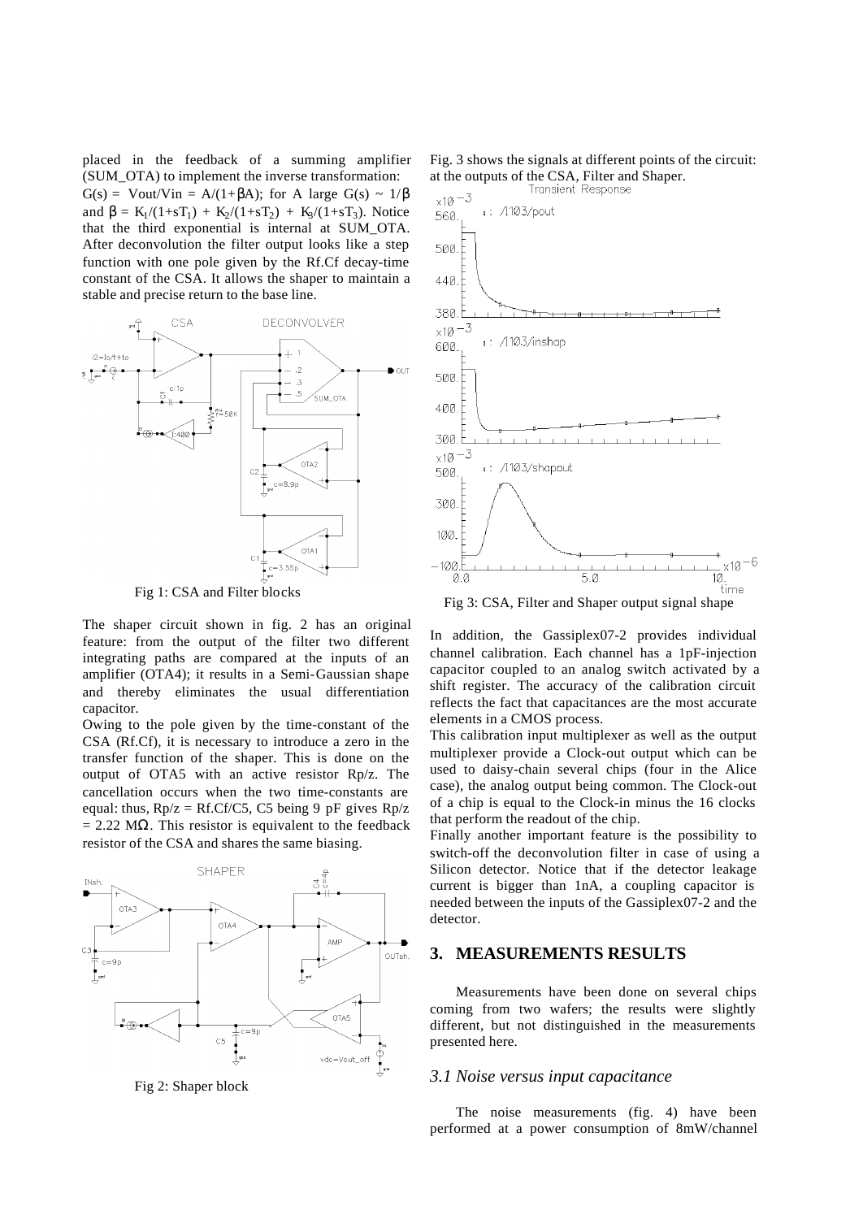placed in the feedback of a summing amplifier (SUM_OTA) to implement the inverse transformation: $G(s) = Vout/Vin = A/(1+\beta A)$; for A large $G(s) \sim 1/\beta$ and $\beta = K_1/(1+sT_1) + K_2/(1+sT_2) + K_3/(1+sT_3)$. Notice that the third exponential is internal at SUM_OTA. After deconvolution the filter output looks like a step function with one pole given by the Rf.Cf decay-time constant of the CSA. It allows the shaper to maintain a stable and precise return to the base line.

Fig 1: CSA and Filter blocks

The shaper circuit shown in fig. 2 has an original feature: from the output of the filter two different integrating paths are compared at the inputs of an amplifier (OTA4); it results in a Semi-Gaussian shape and thereby eliminates the usual differentiation capacitor.

Owing to the pole given by the time-constant of the CSA (Rf.Cf), it is necessary to introduce a zero in the transfer function of the shaper. This is done on the output of OTA5 with an active resistor Rp/z. The cancellation occurs when the two time-constants are equal: thus, $Rp/z = Rf.Cf/C5$, C5 being 9 pF gives $Rp/z = 2.22\ M\Omega$. This resistor is equivalent to the feedback resistor of the CSA and shares the same biasing.

Fig 2: Shaper block

Fig. 3 shows the signals at different points of the circuit: at the outputs of the CSA, Filter and Shaper.

Fig 3: CSA, Filter and Shaper output signal shape

In addition, the Gassiplex07-2 provides individual channel calibration. Each channel has a 1pF-injection capacitor coupled to an analog switch activated by a shift register. The accuracy of the calibration circuit reflects the fact that capacitances are the most accurate elements in a CMOS process.

This calibration input multiplexer as well as the output multiplexer provide a Clock-out output which can be used to daisy-chain several chips (four in the Alice case), the analog output being common. The Clock-out of a chip is equal to the Clock-in minus the 16 clocks that perform the readout of the chip.

Finally another important feature is the possibility to switch-off the deconvolution filter in case of using a Silicon detector. Notice that if the detector leakage current is bigger than 1nA, a coupling capacitor is needed between the inputs of the Gassiplex07-2 and the detector.

## 3. MEASUREMENTS RESULTS

Measurements have been done on several chips coming from two wafers; the results were slightly different, but not distinguished in the measurements presented here.

### *3.1 Noise versus input capacitance*

The noise measurements (fig. 4) have been performed at a power consumption of 8mW/channel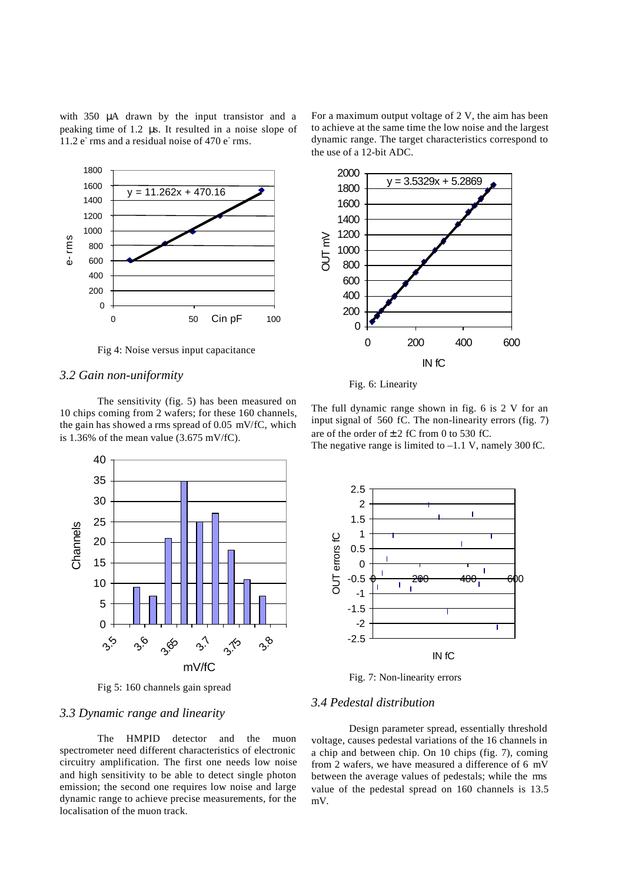with 350 μA drawn by the input transistor and a peaking time of 1.2 μs. It resulted in a noise slope of 11.2 $e^-$ rms and a residual noise of 470 $e^-$ rms.

Fig 4: Noise versus input capacitance

### *3.2 Gain non-uniformity*

The sensitivity (fig. 5) has been measured on 10 chips coming from 2 wafers; for these 160 channels, the gain has showed a rms spread of 0.05 mV/fC, which is 1.36% of the mean value (3.675 mV/fC).

Fig 5: 160 channels gain spread

### *3.3 Dynamic range and linearity*

The HMPID detector and the muon spectrometer need different characteristics of electronic circuitry amplification. The first one needs low noise and high sensitivity to be able to detect single photon emission; the second one requires low noise and large dynamic range to achieve precise measurements, for the localisation of the muon track.

For a maximum output voltage of 2 V, the aim has been to achieve at the same time the low noise and the largest dynamic range. The target characteristics correspond to the use of a 12-bit ADC.

Fig. 6: Linearity

The full dynamic range shown in fig. 6 is 2 V for an input signal of 560 fC. The non-linearity errors (fig. 7) are of the order of ± 2 fC from 0 to 530 fC.
The negative range is limited to –1.1 V, namely 300 fC.

Fig. 7: Non-linearity errors

### *3.4 Pedestal distribution*

Design parameter spread, essentially threshold voltage, causes pedestal variations of the 16 channels in a chip and between chip. On 10 chips (fig. 7), coming from 2 wafers, we have measured a difference of 6 mV between the average values of pedestals; while the rms value of the pedestal spread on 160 channels is 13.5 mV.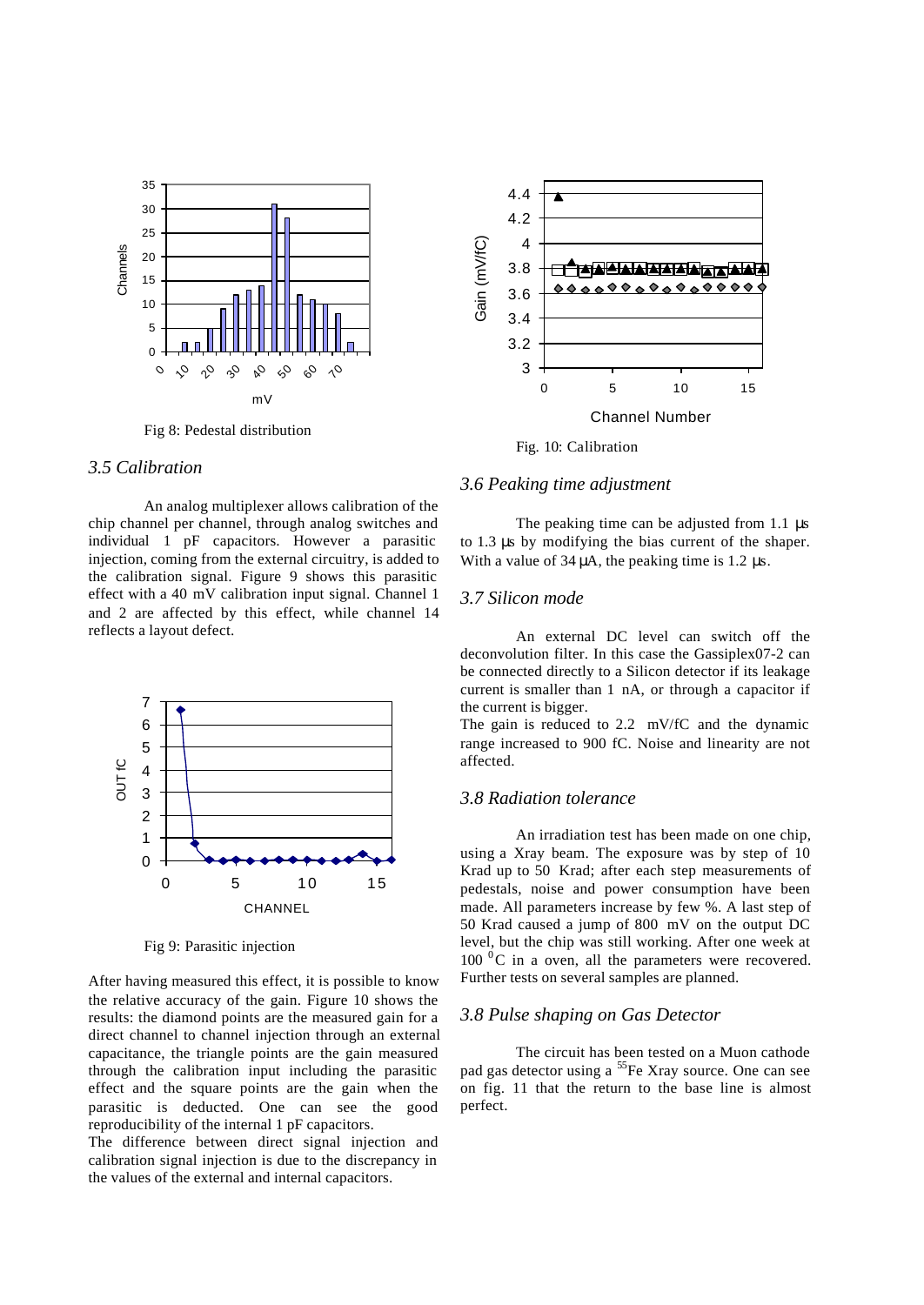Fig 8: Pedestal distribution

### 3.5 Calibration

An analog multiplexer allows calibration of the chip channel per channel, through analog switches and individual 1 pF capacitors. However a parasitic injection, coming from the external circuitry, is added to the calibration signal. Figure 9 shows this parasitic effect with a 40 mV calibration input signal. Channel 1 and 2 are affected by this effect, while channel 14 reflects a layout defect.

Fig 9: Parasitic injection

After having measured this effect, it is possible to know the relative accuracy of the gain. Figure 10 shows the results: the diamond points are the measured gain for a direct channel to channel injection through an external capacitance, the triangle points are the gain measured through the calibration input including the parasitic effect and the square points are the gain when the parasitic is deducted. One can see the good reproducibility of the internal 1 pF capacitors.
The difference between direct signal injection and calibration signal injection is due to the discrepancy in the values of the external and internal capacitors.

Fig. 10: Calibration

### 3.6 Peaking time adjustment

The peaking time can be adjusted from 1.1 µs to 1.3 µs by modifying the bias current of the shaper. With a value of 34 µA, the peaking time is 1.2 µs.

### 3.7 Silicon mode

An external DC level can switch off the deconvolution filter. In this case the Gassiplex07-2 can be connected directly to a Silicon detector if its leakage current is smaller than 1 nA, or through a capacitor if the current is bigger.
The gain is reduced to 2.2 mV/fC and the dynamic range increased to 900 fC. Noise and linearity are not affected.

### 3.8 Radiation tolerance

An irradiation test has been made on one chip, using a Xray beam. The exposure was by step of 10 Krad up to 50 Krad; after each step measurements of pedestals, noise and power consumption have been made. All parameters increase by few %. A last step of 50 Krad caused a jump of 800 mV on the output DC level, but the chip was still working. After one week at 100 $^{0}$C in a oven, all the parameters were recovered. Further tests on several samples are planned.

### 3.8 Pulse shaping on Gas Detector

The circuit has been tested on a Muon cathode pad gas detector using a $^{55}$Fe Xray source. One can see on fig. 11 that the return to the base line is almost perfect.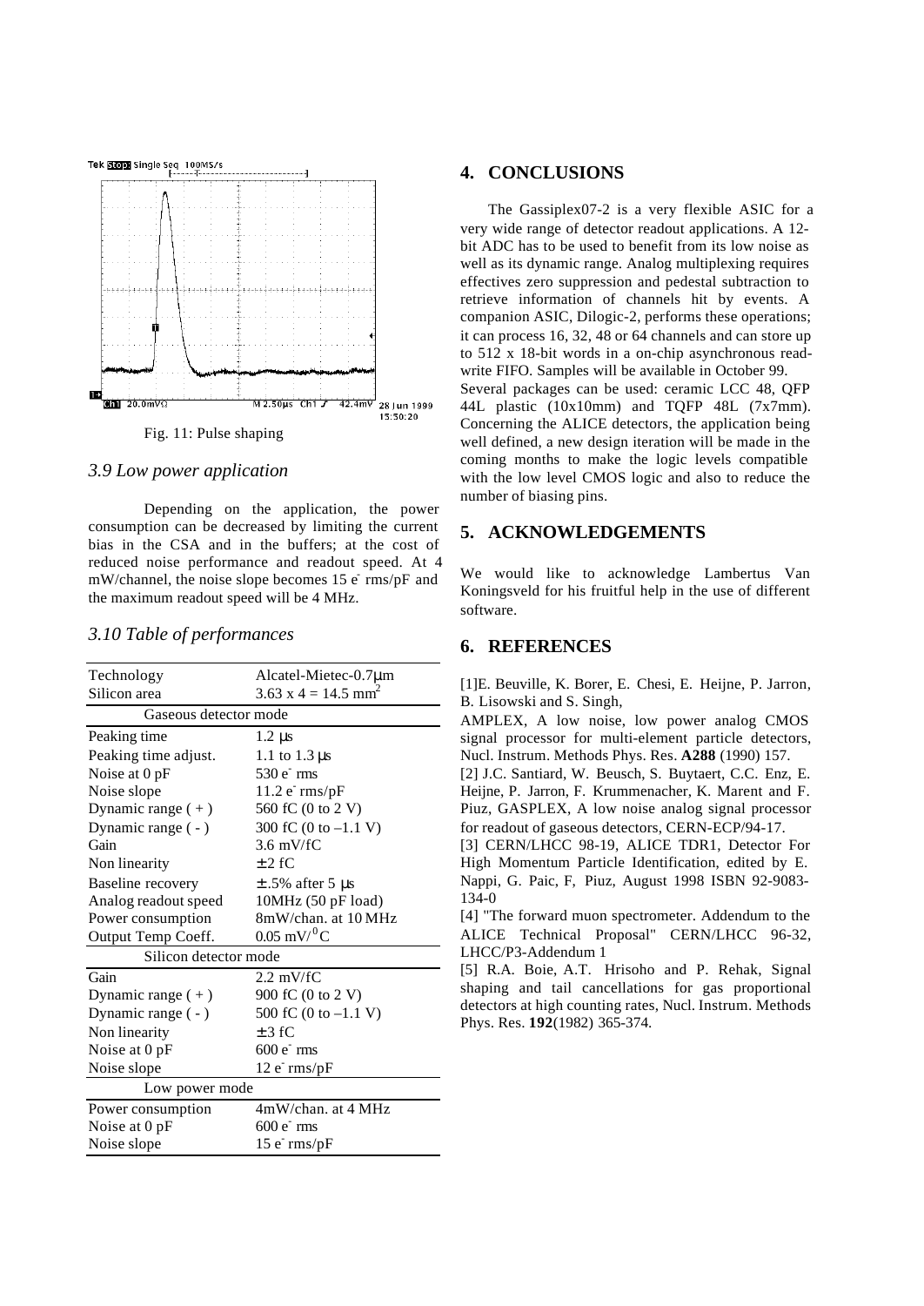Tek Stop: Single Seq 100MS/s

Ch1 20.0mVΩ M 2.50μs Ch1 ƒ 42.4mV 28 Jun 1999 15:50:20

Fig. 11: Pulse shaping

### *3.9 Low power application*

Depending on the application, the power consumption can be decreased by limiting the current bias in the CSA and in the buffers; at the cost of reduced noise performance and readout speed. At 4 mW/channel, the noise slope becomes 15 $e^-$ rms/pF and the maximum readout speed will be 4 MHz.

### *3.10 Table of performances*

| | |
|---|---|
| Technology | Alcatel-Mietec-0.7μm |
| Silicon area | 3.63 x 4 = 14.5 $mm^2$ |
| **Gaseous detector mode** | |
| Peaking time | 1.2 μs |
| Peaking time adjust. | 1.1 to 1.3 μs |
| Noise at 0 pF | 530 $e^-$ rms |
| Noise slope | 11.2 $e^-$ rms/pF |
| Dynamic range ( + ) | 560 fC (0 to 2 V) |
| Dynamic range ( - ) | 300 fC (0 to –1.1 V) |
| Gain | 3.6 mV/fC |
| Non linearity | ± 2 fC |
| Baseline recovery | ± .5% after 5 μs |
| Analog readout speed | 10MHz (50 pF load) |
| Power consumption | 8mW/chan. at 10 MHz |
| Output Temp Coeff. | 0.05 mV/$^0$C |
| **Silicon detector mode** | |
| Gain | 2.2 mV/fC |
| Dynamic range ( + ) | 900 fC (0 to 2 V) |
| Dynamic range ( - ) | 500 fC (0 to –1.1 V) |
| Non linearity | ± 3 fC |
| Noise at 0 pF | 600 $e^-$ rms |
| Noise slope | 12 $e^-$ rms/pF |
| **Low power mode** | |
| Power consumption | 4mW/chan. at 4 MHz |
| Noise at 0 pF | 600 $e^-$ rms |
| Noise slope | 15 $e^-$ rms/pF |

## 4. CONCLUSIONS

The Gassiplex07-2 is a very flexible ASIC for a very wide range of detector readout applications. A 12-bit ADC has to be used to benefit from its low noise as well as its dynamic range. Analog multiplexing requires effectives zero suppression and pedestal subtraction to retrieve information of channels hit by events. A companion ASIC, Dilogic-2, performs these operations; it can process 16, 32, 48 or 64 channels and can store up to 512 x 18-bit words in a on-chip asynchronous read-write FIFO. Samples will be available in October 99.
Several packages can be used: ceramic LCC 48, QFP 44L plastic (10x10mm) and TQFP 48L (7x7mm). Concerning the ALICE detectors, the application being well defined, a new design iteration will be made in the coming months to make the logic levels compatible with the low level CMOS logic and also to reduce the number of biasing pins.

## 5. ACKNOWLEDGEMENTS

We would like to acknowledge Lambertus Van Koningsveld for his fruitful help in the use of different software.

## 6. REFERENCES

[1]E. Beuville, K. Borer, E. Chesi, E. Heijne, P. Jarron, B. Lisowski and S. Singh,
AMPLEX, A low noise, low power analog CMOS signal processor for multi-element particle detectors, Nucl. Instrum. Methods Phys. Res. **A288** (1990) 157.

[2] J.C. Santiard, W. Beusch, S. Buytaert, C.C. Enz, E. Heijne, P. Jarron, F. Krummenacher, K. Marent and F. Piuz, GASPLEX, A low noise analog signal processor for readout of gaseous detectors, CERN-ECP/94-17.

[3] CERN/LHCC 98-19, ALICE TDR1, Detector For High Momentum Particle Identification, edited by E. Nappi, G. Paic, F, Piuz, August 1998 ISBN 92-9083-134-0

[4] "The forward muon spectrometer. Addendum to the ALICE Technical Proposal" CERN/LHCC 96-32, LHCC/P3-Addendum 1

[5] R.A. Boie, A.T. Hrisoho and P. Rehak, Signal shaping and tail cancellations for gas proportional detectors at high counting rates, Nucl. Instrum. Methods Phys. Res. **192**(1982) 365-374.